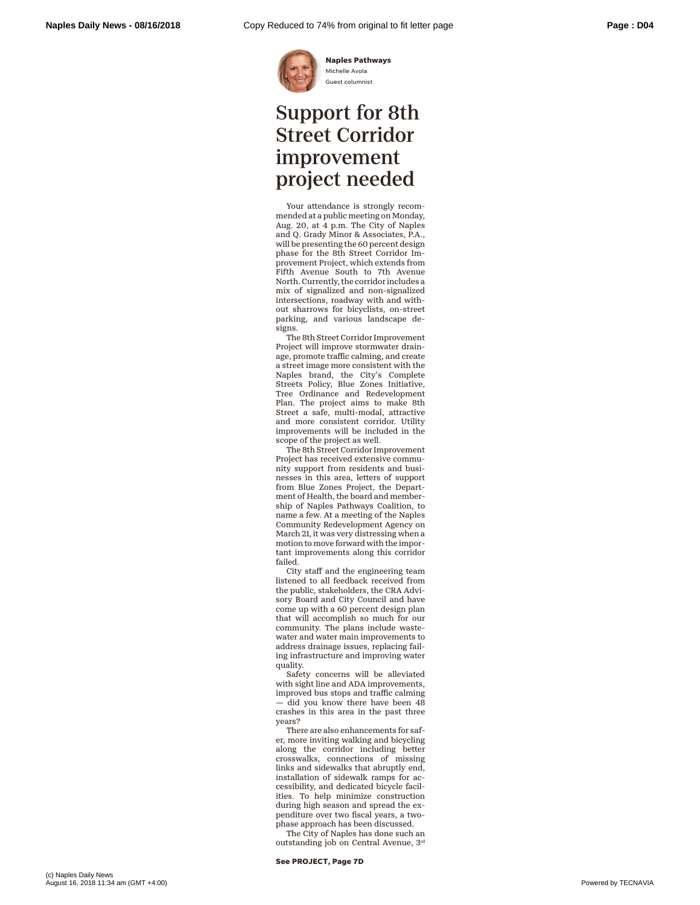**Naples Pathways**
Michelle Avola
Guest columnist

# Support for 8th Street Corridor improvement project needed

Your attendance is strongly recommended at a public meeting on Monday, Aug. 20, at 4 p.m. The City of Naples and Q. Grady Minor & Associates, P.A., will be presenting the 60 percent design phase for the 8th Street Corridor Improvement Project, which extends from Fifth Avenue South to 7th Avenue North. Currently, the corridor includes a mix of signalized and non-signalized intersections, roadway with and without sharrows for bicyclists, on-street parking, and various landscape designs.

The 8th Street Corridor Improvement Project will improve stormwater drainage, promote traffic calming, and create a street image more consistent with the Naples brand, the City's Complete Streets Policy, Blue Zones Initiative, Tree Ordinance and Redevelopment Plan. The project aims to make 8th Street a safe, multi-modal, attractive and more consistent corridor. Utility improvements will be included in the scope of the project as well.

The 8th Street Corridor Improvement Project has received extensive community support from residents and businesses in this area, letters of support from Blue Zones Project, the Department of Health, the board and membership of Naples Pathways Coalition, to name a few. At a meeting of the Naples Community Redevelopment Agency on March 21, it was very distressing when a motion to move forward with the important improvements along this corridor failed.

City staff and the engineering team listened to all feedback received from the public, stakeholders, the CRA Advisory Board and City Council and have come up with a 60 percent design plan that will accomplish so much for our community. The plans include wastewater and water main improvements to address drainage issues, replacing failing infrastructure and improving water quality.

Safety concerns will be alleviated with sight line and ADA improvements, improved bus stops and traffic calming — did you know there have been 48 crashes in this area in the past three years?

There are also enhancements for safer, more inviting walking and bicycling along the corridor including better crosswalks, connections of missing links and sidewalks that abruptly end, installation of sidewalk ramps for accessibility, and dedicated bicycle facilities. To help minimize construction during high season and spread the expenditure over two fiscal years, a two-phase approach has been discussed.

The City of Naples has done such an outstanding job on Central Avenue, 3rd

**See PROJECT, Page 7D**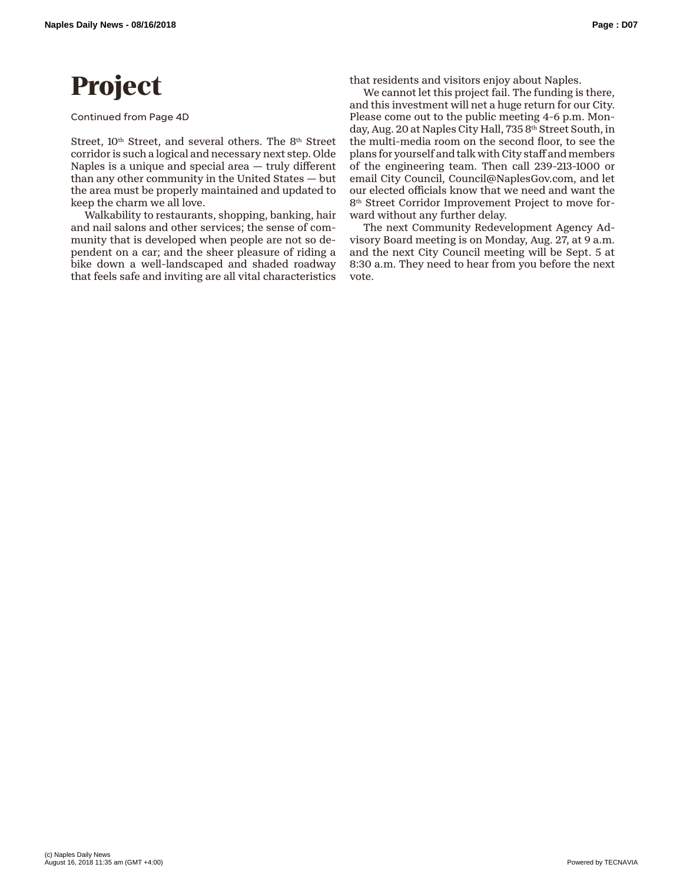# Project

Continued from Page 4D

Street, 10th Street, and several others. The 8th Street corridor is such a logical and necessary next step. Olde Naples is a unique and special area — truly different than any other community in the United States — but the area must be properly maintained and updated to keep the charm we all love.

Walkability to restaurants, shopping, banking, hair and nail salons and other services; the sense of community that is developed when people are not so dependent on a car; and the sheer pleasure of riding a bike down a well-landscaped and shaded roadway that feels safe and inviting are all vital characteristics that residents and visitors enjoy about Naples.

We cannot let this project fail. The funding is there, and this investment will net a huge return for our City. Please come out to the public meeting 4-6 p.m. Monday, Aug. 20 at Naples City Hall, 735 8th Street South, in the multi-media room on the second floor, to see the plans for yourself and talk with City staff and members of the engineering team. Then call 239-213-1000 or email City Council, Council@NaplesGov.com, and let our elected officials know that we need and want the 8th Street Corridor Improvement Project to move forward without any further delay.

The next Community Redevelopment Agency Advisory Board meeting is on Monday, Aug. 27, at 9 a.m. and the next City Council meeting will be Sept. 5 at 8:30 a.m. They need to hear from you before the next vote.